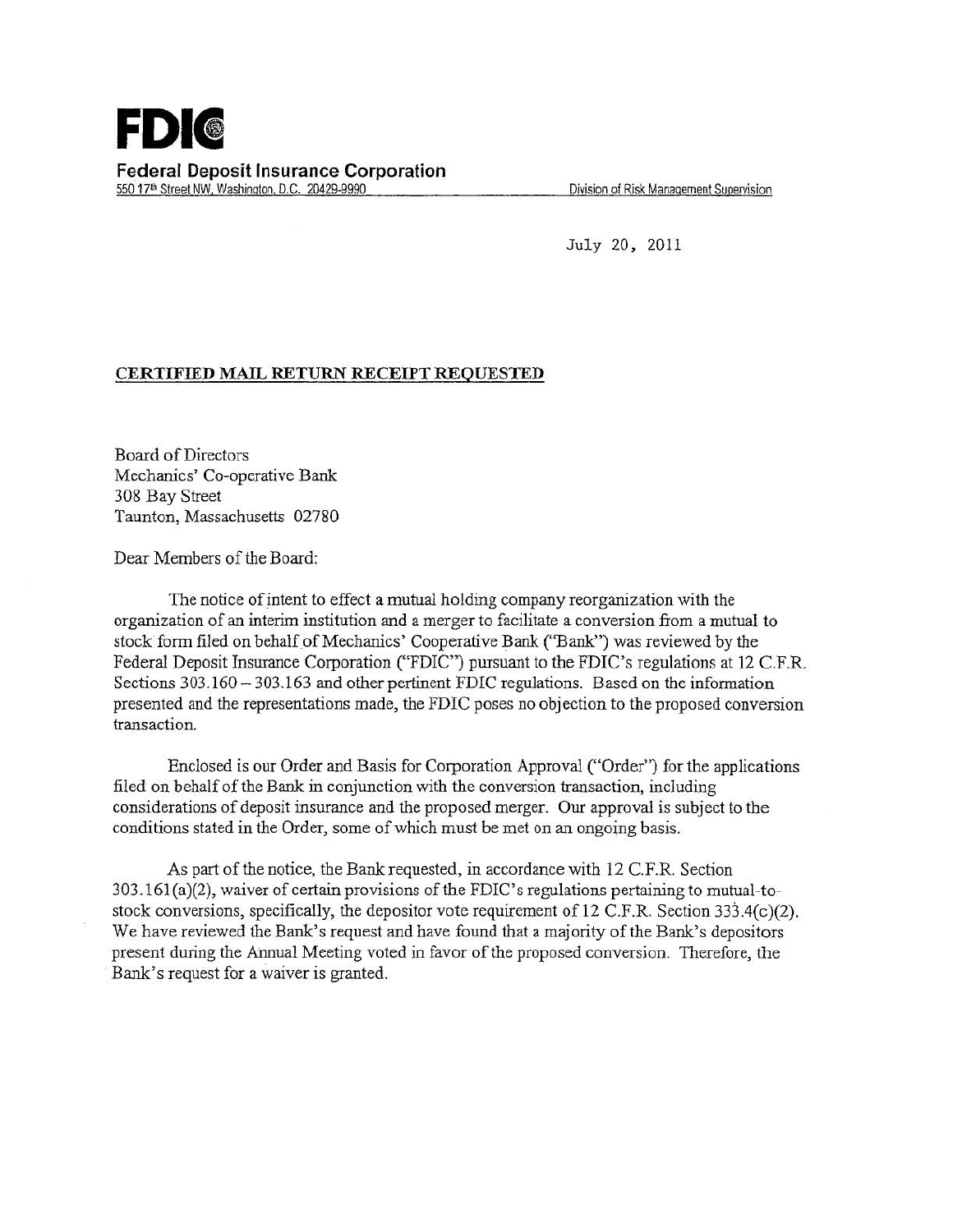# FDIC

**Federal Deposit Insurance Corporation**
550 17th Street NW, Washington, D.C. 20429-9990

Division of Risk Management Supervision

July 20, 2011

**CERTIFIED MAIL RETURN RECEIPT REQUESTED**

Board of Directors
Mechanics' Co-operative Bank
308 Bay Street
Taunton, Massachusetts 02780

Dear Members of the Board:

The notice of intent to effect a mutual holding company reorganization with the organization of an interim institution and a merger to facilitate a conversion from a mutual to stock form filed on behalf of Mechanics' Cooperative Bank ("Bank") was reviewed by the Federal Deposit Insurance Corporation ("FDIC") pursuant to the FDIC's regulations at 12 C.F.R. Sections 303.160 – 303.163 and other pertinent FDIC regulations. Based on the information presented and the representations made, the FDIC poses no objection to the proposed conversion transaction.

Enclosed is our Order and Basis for Corporation Approval ("Order") for the applications filed on behalf of the Bank in conjunction with the conversion transaction, including considerations of deposit insurance and the proposed merger. Our approval is subject to the conditions stated in the Order, some of which must be met on an ongoing basis.

As part of the notice, the Bank requested, in accordance with 12 C.F.R. Section 303.161(a)(2), waiver of certain provisions of the FDIC's regulations pertaining to mutual-to-stock conversions, specifically, the depositor vote requirement of 12 C.F.R. Section 333.4(c)(2). We have reviewed the Bank's request and have found that a majority of the Bank's depositors present during the Annual Meeting voted in favor of the proposed conversion. Therefore, the Bank's request for a waiver is granted.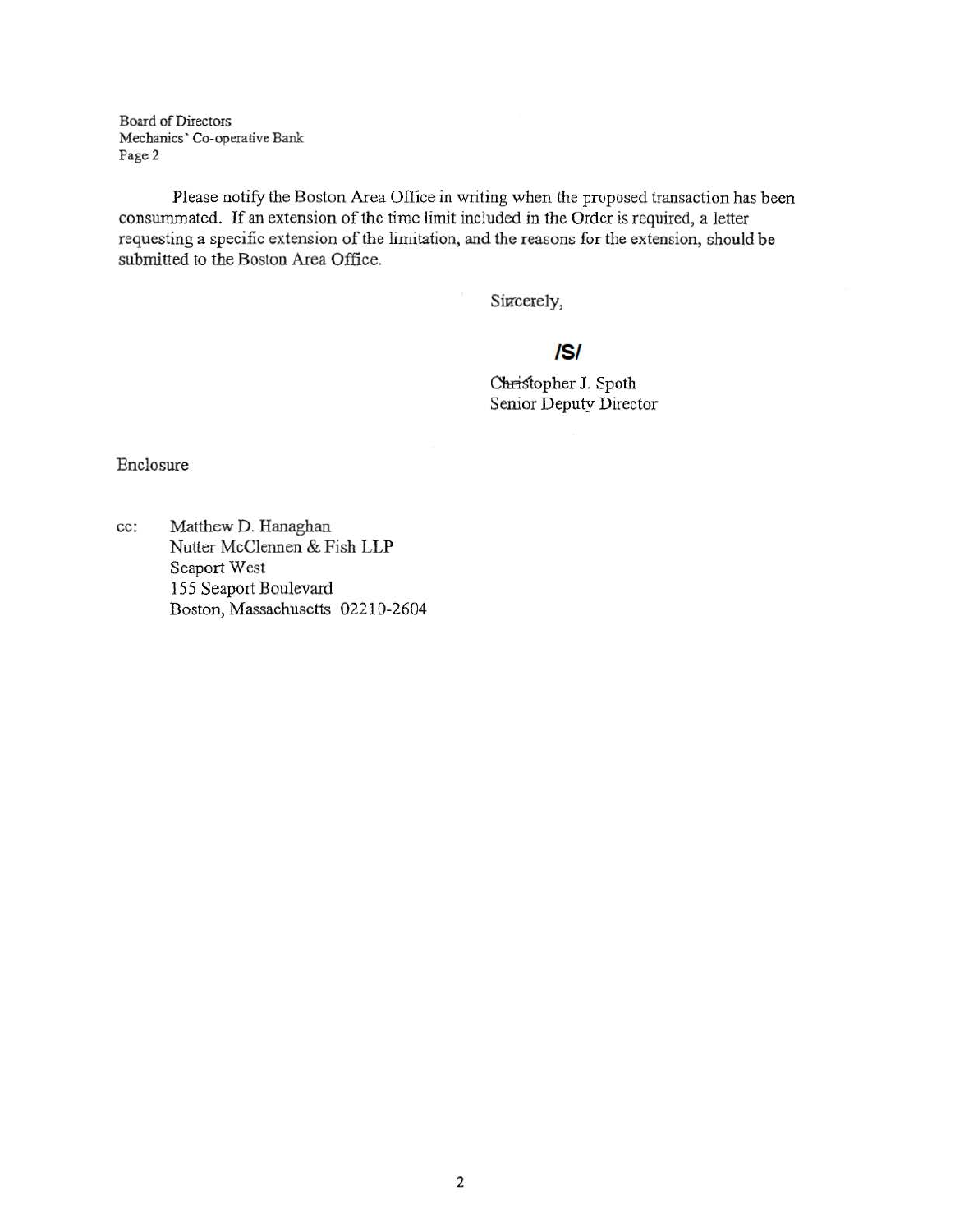Board of Directors
Mechanics' Co-operative Bank
Page 2

Please notify the Boston Area Office in writing when the proposed transaction has been consummated. If an extension of the time limit included in the Order is required, a letter requesting a specific extension of the limitation, and the reasons for the extension, should be submitted to the Boston Area Office.

Sincerely,

**/S/**

Christopher J. Spoth
Senior Deputy Director

Enclosure

cc: Matthew D. Hanaghan
Nutter McClennen & Fish LLP
Seaport West
155 Seaport Boulevard
Boston, Massachusetts 02210-2604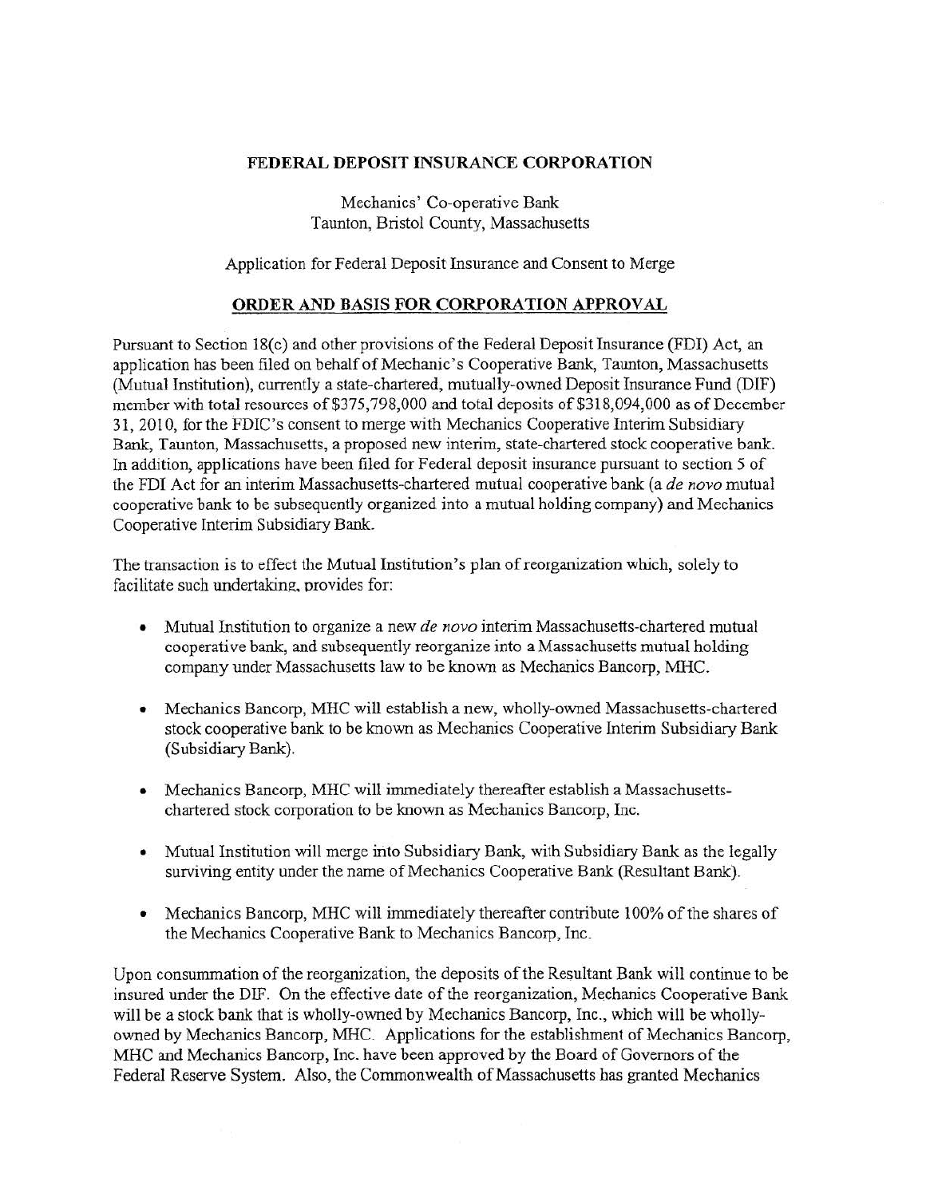**FEDERAL DEPOSIT INSURANCE CORPORATION**

Mechanics' Co-operative Bank
Taunton, Bristol County, Massachusetts

Application for Federal Deposit Insurance and Consent to Merge

## ORDER AND BASIS FOR CORPORATION APPROVAL

Pursuant to Section 18(c) and other provisions of the Federal Deposit Insurance (FDI) Act, an application has been filed on behalf of Mechanic's Cooperative Bank, Taunton, Massachusetts (Mutual Institution), currently a state-chartered, mutually-owned Deposit Insurance Fund (DIF) member with total resources of $375,798,000 and total deposits of $318,094,000 as of December 31, 2010, for the FDIC's consent to merge with Mechanics Cooperative Interim Subsidiary Bank, Taunton, Massachusetts, a proposed new interim, state-chartered stock cooperative bank. In addition, applications have been filed for Federal deposit insurance pursuant to section 5 of the FDI Act for an interim Massachusetts-chartered mutual cooperative bank (a *de novo* mutual cooperative bank to be subsequently organized into a mutual holding company) and Mechanics Cooperative Interim Subsidiary Bank.

The transaction is to effect the Mutual Institution's plan of reorganization which, solely to facilitate such undertaking, provides for:

- Mutual Institution to organize a new *de novo* interim Massachusetts-chartered mutual cooperative bank, and subsequently reorganize into a Massachusetts mutual holding company under Massachusetts law to be known as Mechanics Bancorp, MHC.
- Mechanics Bancorp, MHC will establish a new, wholly-owned Massachusetts-chartered stock cooperative bank to be known as Mechanics Cooperative Interim Subsidiary Bank (Subsidiary Bank).
- Mechanics Bancorp, MHC will immediately thereafter establish a Massachusetts-chartered stock corporation to be known as Mechanics Bancorp, Inc.
- Mutual Institution will merge into Subsidiary Bank, with Subsidiary Bank as the legally surviving entity under the name of Mechanics Cooperative Bank (Resultant Bank).
- Mechanics Bancorp, MHC will immediately thereafter contribute 100% of the shares of the Mechanics Cooperative Bank to Mechanics Bancorp, Inc.

Upon consummation of the reorganization, the deposits of the Resultant Bank will continue to be insured under the DIF. On the effective date of the reorganization, Mechanics Cooperative Bank will be a stock bank that is wholly-owned by Mechanics Bancorp, Inc., which will be wholly-owned by Mechanics Bancorp, MHC. Applications for the establishment of Mechanics Bancorp, MHC and Mechanics Bancorp, Inc. have been approved by the Board of Governors of the Federal Reserve System. Also, the Commonwealth of Massachusetts has granted Mechanics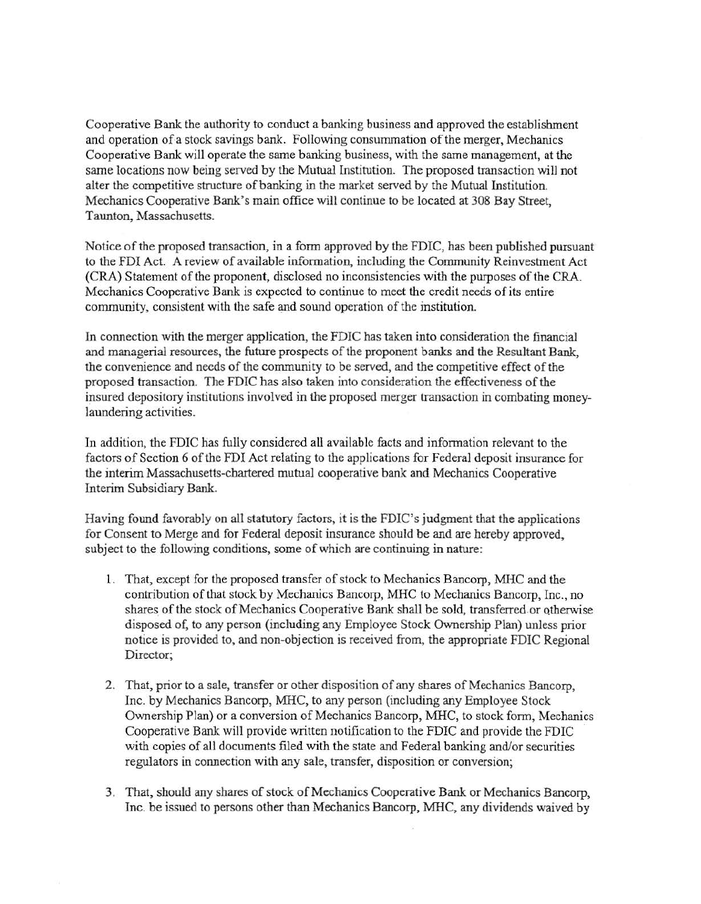Cooperative Bank the authority to conduct a banking business and approved the establishment and operation of a stock savings bank. Following consummation of the merger, Mechanics Cooperative Bank will operate the same banking business, with the same management, at the same locations now being served by the Mutual Institution. The proposed transaction will not alter the competitive structure of banking in the market served by the Mutual Institution. Mechanics Cooperative Bank's main office will continue to be located at 308 Bay Street, Taunton, Massachusetts.

Notice of the proposed transaction, in a form approved by the FDIC, has been published pursuant to the FDI Act. A review of available information, including the Community Reinvestment Act (CRA) Statement of the proponent, disclosed no inconsistencies with the purposes of the CRA. Mechanics Cooperative Bank is expected to continue to meet the credit needs of its entire community, consistent with the safe and sound operation of the institution.

In connection with the merger application, the FDIC has taken into consideration the financial and managerial resources, the future prospects of the proponent banks and the Resultant Bank, the convenience and needs of the community to be served, and the competitive effect of the proposed transaction. The FDIC has also taken into consideration the effectiveness of the insured depository institutions involved in the proposed merger transaction in combating money-laundering activities.

In addition, the FDIC has fully considered all available facts and information relevant to the factors of Section 6 of the FDI Act relating to the applications for Federal deposit insurance for the interim Massachusetts-chartered mutual cooperative bank and Mechanics Cooperative Interim Subsidiary Bank.

Having found favorably on all statutory factors, it is the FDIC's judgment that the applications for Consent to Merge and for Federal deposit insurance should be and are hereby approved, subject to the following conditions, some of which are continuing in nature:

1. That, except for the proposed transfer of stock to Mechanics Bancorp, MHC and the contribution of that stock by Mechanics Bancorp, MHC to Mechanics Bancorp, Inc., no shares of the stock of Mechanics Cooperative Bank shall be sold, transferred or otherwise disposed of, to any person (including any Employee Stock Ownership Plan) unless prior notice is provided to, and non-objection is received from, the appropriate FDIC Regional Director;

2. That, prior to a sale, transfer or other disposition of any shares of Mechanics Bancorp, Inc. by Mechanics Bancorp, MHC, to any person (including any Employee Stock Ownership Plan) or a conversion of Mechanics Bancorp, MHC, to stock form, Mechanics Cooperative Bank will provide written notification to the FDIC and provide the FDIC with copies of all documents filed with the state and Federal banking and/or securities regulators in connection with any sale, transfer, disposition or conversion;

3. That, should any shares of stock of Mechanics Cooperative Bank or Mechanics Bancorp, Inc. be issued to persons other than Mechanics Bancorp, MHC, any dividends waived by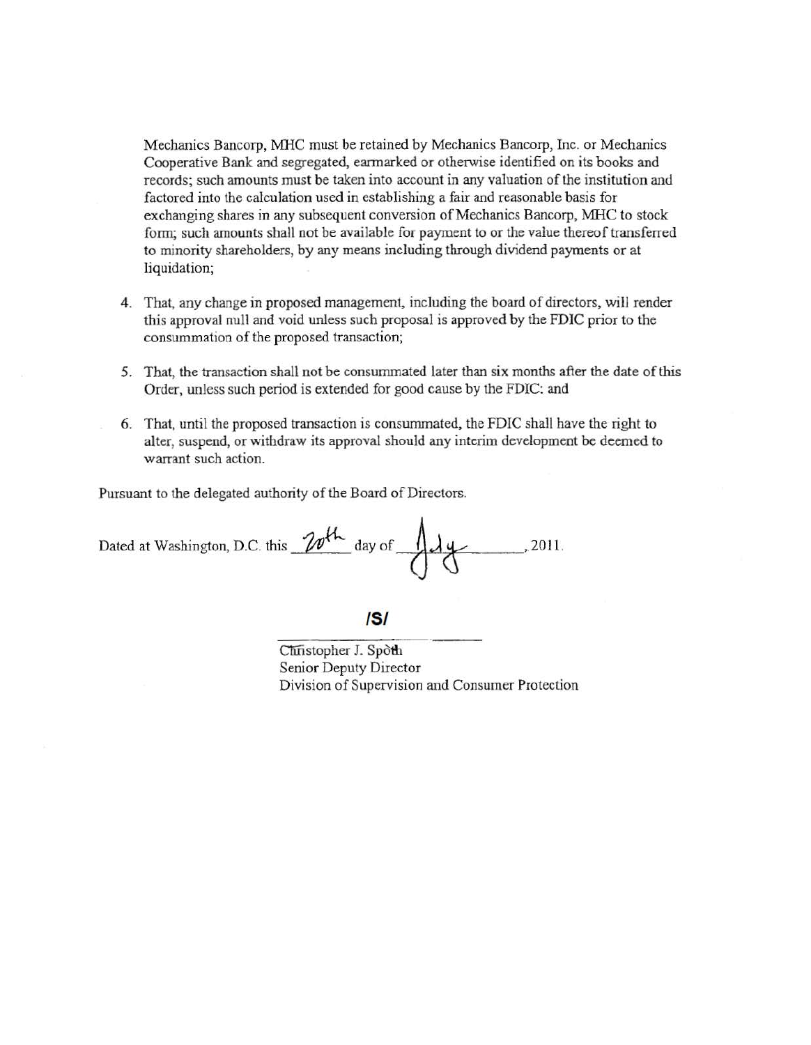Mechanics Bancorp, MHC must be retained by Mechanics Bancorp, Inc. or Mechanics Cooperative Bank and segregated, earmarked or otherwise identified on its books and records; such amounts must be taken into account in any valuation of the institution and factored into the calculation used in establishing a fair and reasonable basis for exchanging shares in any subsequent conversion of Mechanics Bancorp, MHC to stock form; such amounts shall not be available for payment to or the value thereof transferred to minority shareholders, by any means including through dividend payments or at liquidation;

4. That, any change in proposed management, including the board of directors, will render this approval null and void unless such proposal is approved by the FDIC prior to the consummation of the proposed transaction;

5. That, the transaction shall not be consummated later than six months after the date of this Order, unless such period is extended for good cause by the FDIC: and

6. That, until the proposed transaction is consummated, the FDIC shall have the right to alter, suspend, or withdraw its approval should any interim development be deemed to warrant such action.

Pursuant to the delegated authority of the Board of Directors.

Dated at Washington, D.C. this 20th day of July, 2011.

/S/

Christopher J. Spoth
Senior Deputy Director
Division of Supervision and Consumer Protection